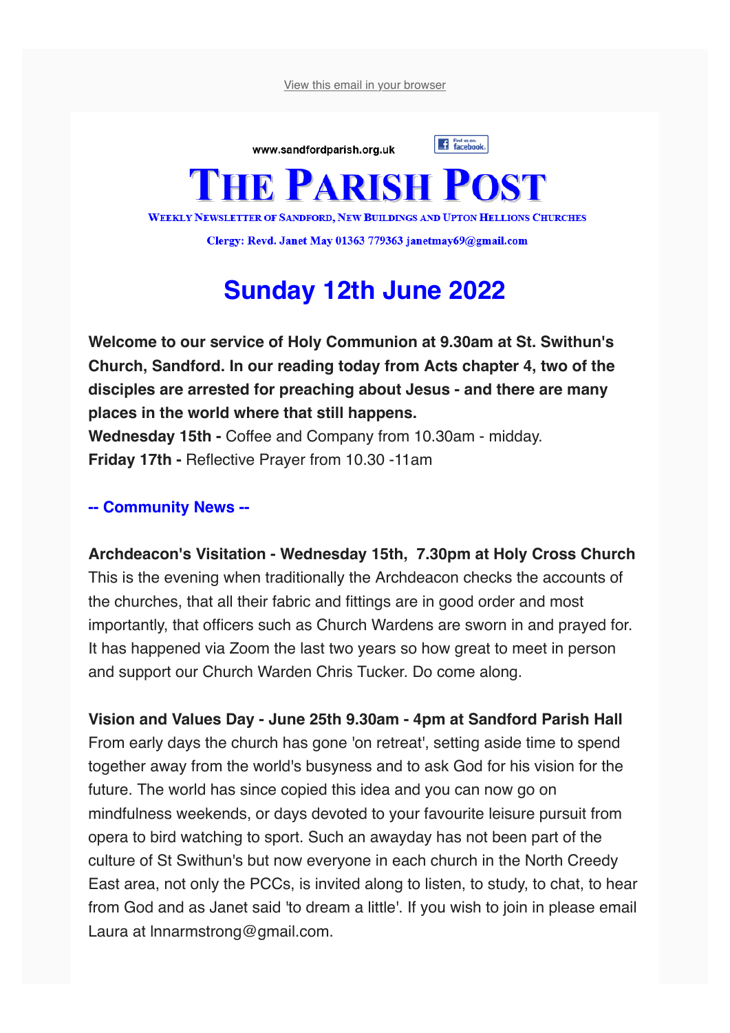View this email in your browser

www.sandfordparish.org.uk

# The Parish Post

**Weekly Newsletter of Sandford, New Buildings and Upton Hellions Churches**

**Clergy: Revd. Janet May 01363 779363 janetmay69@gmail.com**

## Sunday 12th June 2022

**Welcome to our service of Holy Communion at 9.30am at St. Swithun's Church, Sandford. In our reading today from Acts chapter 4, two of the disciples are arrested for preaching about Jesus - and there are many places in the world where that still happens.**

**Wednesday 15th -** Coffee and Company from 10.30am - midday.

**Friday 17th -** Reflective Prayer from 10.30 -11am

### -- Community News --

**Archdeacon's Visitation - Wednesday 15th, 7.30pm at Holy Cross Church**

This is the evening when traditionally the Archdeacon checks the accounts of the churches, that all their fabric and fittings are in good order and most importantly, that officers such as Church Wardens are sworn in and prayed for. It has happened via Zoom the last two years so how great to meet in person and support our Church Warden Chris Tucker. Do come along.

**Vision and Values Day - June 25th 9.30am - 4pm at Sandford Parish Hall**

From early days the church has gone 'on retreat', setting aside time to spend together away from the world's busyness and to ask God for his vision for the future. The world has since copied this idea and you can now go on mindfulness weekends, or days devoted to your favourite leisure pursuit from opera to bird watching to sport. Such an awayday has not been part of the culture of St Swithun's but now everyone in each church in the North Creedy East area, not only the PCCs, is invited along to listen, to study, to chat, to hear from God and as Janet said 'to dream a little'. If you wish to join in please email Laura at lnnarmstrong@gmail.com.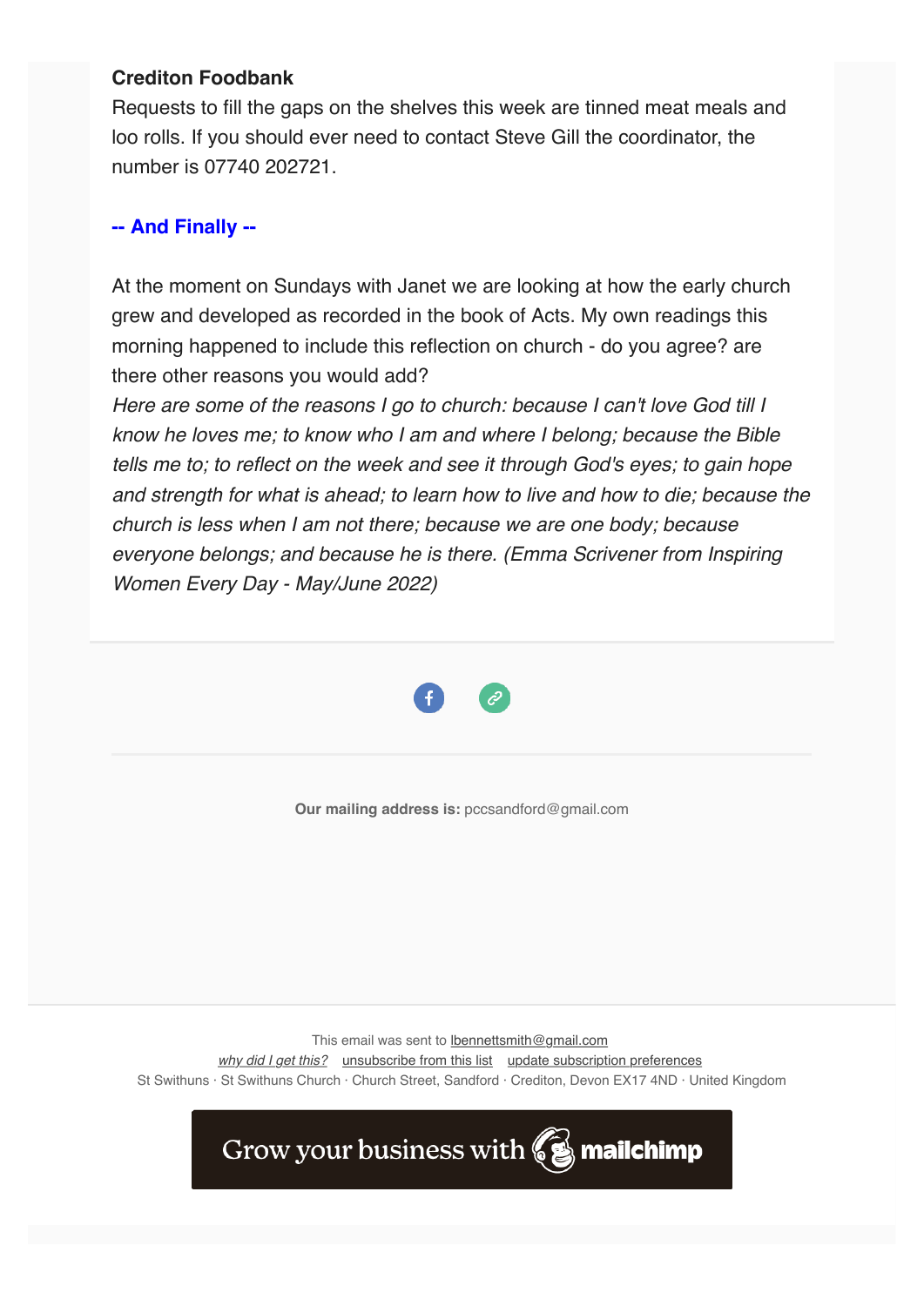**Crediton Foodbank**

Requests to fill the gaps on the shelves this week are tinned meat meals and loo rolls. If you should ever need to contact Steve Gill the coordinator, the number is 07740 202721.

**-- And Finally --**

At the moment on Sundays with Janet we are looking at how the early church grew and developed as recorded in the book of Acts. My own readings this morning happened to include this reflection on church - do you agree? are there other reasons you would add?

*Here are some of the reasons I go to church: because I can't love God till I know he loves me; to know who I am and where I belong; because the Bible tells me to; to reflect on the week and see it through God's eyes; to gain hope and strength for what is ahead; to learn how to live and how to die; because the church is less when I am not there; because we are one body; because everyone belongs; and because he is there. (Emma Scrivener from Inspiring Women Every Day - May/June 2022)*

**Our mailing address is:** pccsandford@gmail.com

This email was sent to lbennettsmith@gmail.com

*why did I get this?* unsubscribe from this list update subscription preferences

St Swithuns · St Swithuns Church · Church Street, Sandford · Crediton, Devon EX17 4ND · United Kingdom

Grow your business with mailchimp